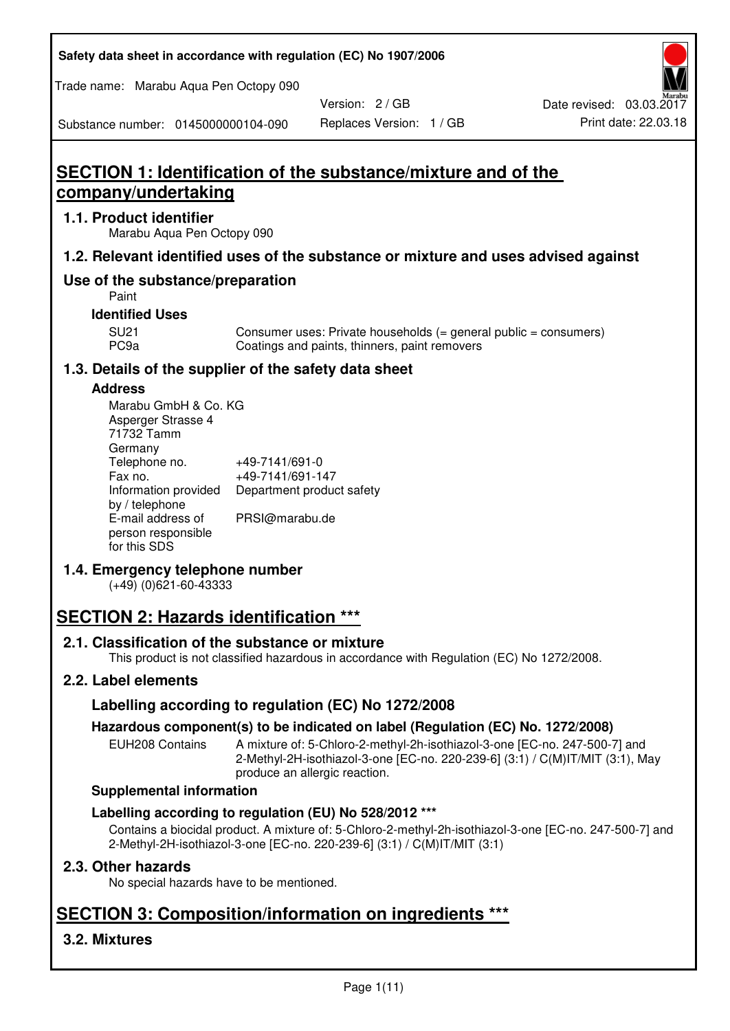# SECTION 1: Identification of the substance/mixture and of the company/undertaking

## 1.1. Product identifier

Marabu Aqua Pen Octopy 090

## 1.2. Relevant identified uses of the substance or mixture and uses advised against

## Use of the substance/preparation

Paint

### Identified Uses

| | |
|---|---|
| SU21 | Consumer uses: Private households (= general public = consumers) |
| PC9a | Coatings and paints, thinners, paint removers |

## 1.3. Details of the supplier of the safety data sheet

### Address

Marabu GmbH & Co. KG
Asperger Strasse 4
71732 Tamm
Germany

| | |
|---|---|
| Telephone no. | +49-7141/691-0 |
| Fax no. | +49-7141/691-147 |
| Information provided by / telephone | Department product safety |
| E-mail address of person responsible for this SDS | PRSI@marabu.de |

## 1.4. Emergency telephone number

(+49) (0)621-60-43333

# SECTION 2: Hazards identification ***

## 2.1. Classification of the substance or mixture

This product is not classified hazardous in accordance with Regulation (EC) No 1272/2008.

## 2.2. Label elements

### Labelling according to regulation (EC) No 1272/2008

### Hazardous component(s) to be indicated on label (Regulation (EC) No. 1272/2008)

EUH208 Contains A mixture of: 5-Chloro-2-methyl-2h-isothiazol-3-one [EC-no. 247-500-7] and 2-Methyl-2H-isothiazol-3-one [EC-no. 220-239-6] (3:1) / C(M)IT/MIT (3:1), May produce an allergic reaction.

### Supplemental information

### Labelling according to regulation (EU) No 528/2012 ***

Contains a biocidal product. A mixture of: 5-Chloro-2-methyl-2h-isothiazol-3-one [EC-no. 247-500-7] and 2-Methyl-2H-isothiazol-3-one [EC-no. 220-239-6] (3:1) / C(M)IT/MIT (3:1)

## 2.3. Other hazards

No special hazards have to be mentioned.

# SECTION 3: Composition/information on ingredients ***

## 3.2. Mixtures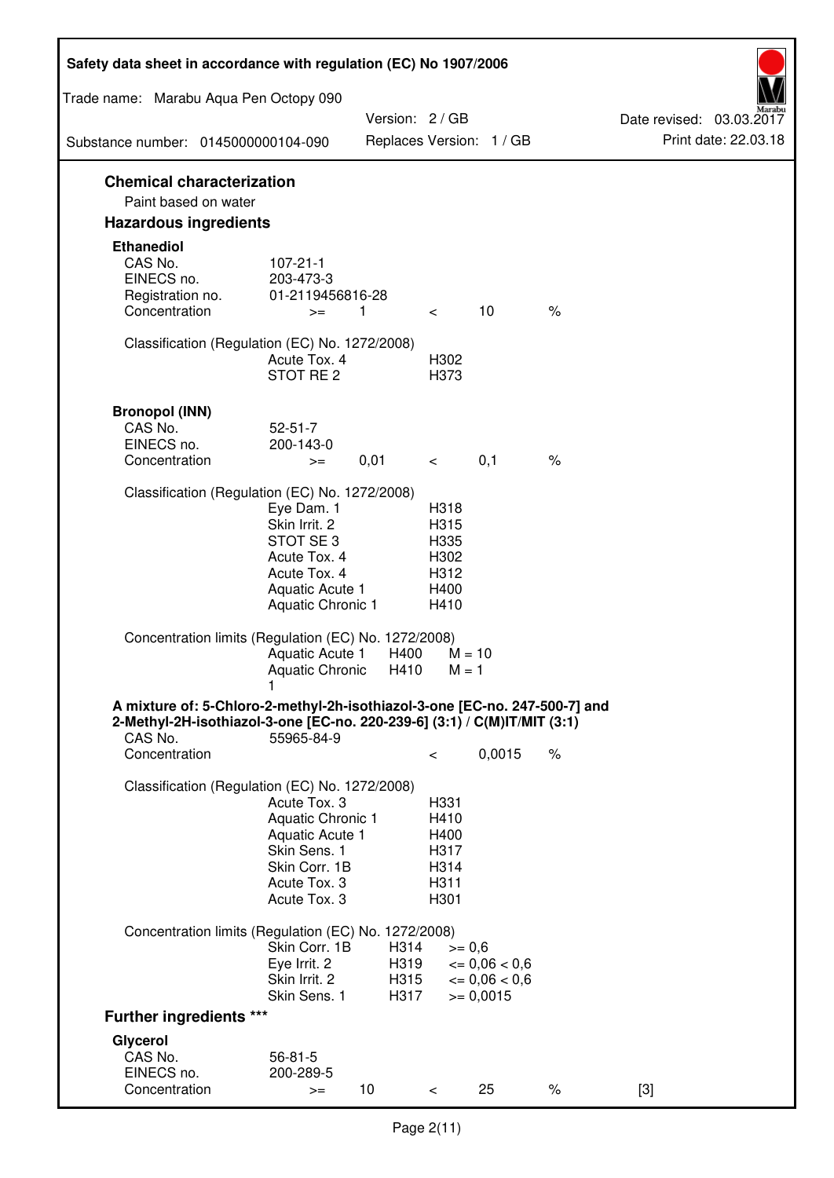## Chemical characterization

Paint based on water

## Hazardous ingredients

### Ethanediol

| | | | | |
|---|---|---|---|---|
| CAS No. | 107-21-1 | | | |
| EINECS no. | 203-473-3 | | | |
| Registration no. | 01-2119456816-28 | | | |
| Concentration | >= 1 | < | 10 | % |

Classification (Regulation (EC) No. 1272/2008)

| | |
|---|---|
| Acute Tox. 4 | H302 |
| STOT RE 2 | H373 |

### Bronopol (INN)

| | | | | |
|---|---|---|---|---|
| CAS No. | 52-51-7 | | | |
| EINECS no. | 200-143-0 | | | |
| Concentration | >= 0,01 | < | 0,1 | % |

Classification (Regulation (EC) No. 1272/2008)

| | |
|---|---|
| Eye Dam. 1 | H318 |
| Skin Irrit. 2 | H315 |
| STOT SE 3 | H335 |
| Acute Tox. 4 | H302 |
| Acute Tox. 4 | H312 |
| Aquatic Acute 1 | H400 |
| Aquatic Chronic 1 | H410 |

Concentration limits (Regulation (EC) No. 1272/2008)

| | | |
|---|---|---|
| Aquatic Acute 1 | H400 | M = 10 |
| Aquatic Chronic 1 | H410 | M = 1 |

### A mixture of: 5-Chloro-2-methyl-2h-isothiazol-3-one [EC-no. 247-500-7] and 2-Methyl-2H-isothiazol-3-one [EC-no. 220-239-6] (3:1) / C(M)IT/MIT (3:1)

| | | | |
|---|---|---|---|
| CAS No. | 55965-84-9 | | |
| Concentration | < | 0,0015 | % |

Classification (Regulation (EC) No. 1272/2008)

| | |
|---|---|
| Acute Tox. 3 | H331 |
| Aquatic Chronic 1 | H410 |
| Aquatic Acute 1 | H400 |
| Skin Sens. 1 | H317 |
| Skin Corr. 1B | H314 |
| Acute Tox. 3 | H311 |
| Acute Tox. 3 | H301 |

Concentration limits (Regulation (EC) No. 1272/2008)

| | | |
|---|---|---|
| Skin Corr. 1B | H314 | >= 0,6 |
| Eye Irrit. 2 | H319 | <= 0,06 < 0,6 |
| Skin Irrit. 2 | H315 | <= 0,06 < 0,6 |
| Skin Sens. 1 | H317 | >= 0,0015 |

## Further ingredients ***

### Glycerol

| | | | | | |
|---|---|---|---|---|---|
| CAS No. | 56-81-5 | | | | |
| EINECS no. | 200-289-5 | | | | |
| Concentration | >= 10 | < | 25 | % | [3] |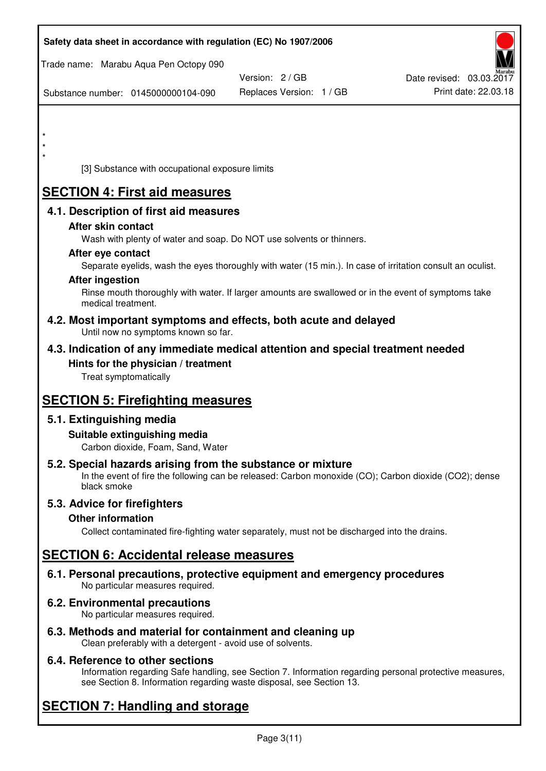\*

\*

\*

[3] Substance with occupational exposure limits

# SECTION 4: First aid measures

## 4.1. Description of first aid measures

### After skin contact

Wash with plenty of water and soap. Do NOT use solvents or thinners.

### After eye contact

Separate eyelids, wash the eyes thoroughly with water (15 min.). In case of irritation consult an oculist.

### After ingestion

Rinse mouth thoroughly with water. If larger amounts are swallowed or in the event of symptoms take medical treatment.

## 4.2. Most important symptoms and effects, both acute and delayed

Until now no symptoms known so far.

## 4.3. Indication of any immediate medical attention and special treatment needed

### Hints for the physician / treatment

Treat symptomatically

# SECTION 5: Firefighting measures

## 5.1. Extinguishing media

### Suitable extinguishing media

Carbon dioxide, Foam, Sand, Water

## 5.2. Special hazards arising from the substance or mixture

In the event of fire the following can be released: Carbon monoxide (CO); Carbon dioxide ($CO_2$); dense black smoke

## 5.3. Advice for firefighters

### Other information

Collect contaminated fire-fighting water separately, must not be discharged into the drains.

# SECTION 6: Accidental release measures

## 6.1. Personal precautions, protective equipment and emergency procedures

No particular measures required.

## 6.2. Environmental precautions

No particular measures required.

## 6.3. Methods and material for containment and cleaning up

Clean preferably with a detergent - avoid use of solvents.

## 6.4. Reference to other sections

Information regarding Safe handling, see Section 7. Information regarding personal protective measures, see Section 8. Information regarding waste disposal, see Section 13.

# SECTION 7: Handling and storage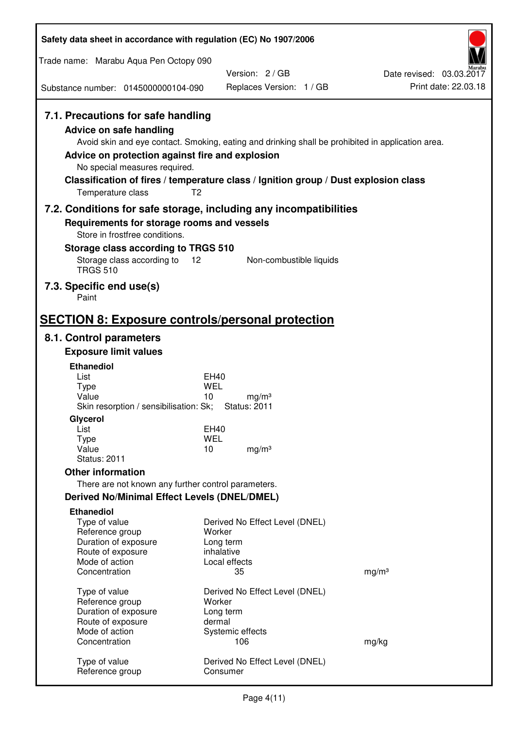### 7.1. Precautions for safe handling

**Advice on safe handling**

Avoid skin and eye contact. Smoking, eating and drinking shall be prohibited in application area.

**Advice on protection against fire and explosion**

No special measures required.

**Classification of fires / temperature class / Ignition group / Dust explosion class**

Temperature class T2

### 7.2. Conditions for safe storage, including any incompatibilities

**Requirements for storage rooms and vessels**

Store in frostfree conditions.

**Storage class according to TRGS 510**

Storage class according to TRGS 510 12 Non-combustible liquids

### 7.3. Specific end use(s)

Paint

## SECTION 8: Exposure controls/personal protection

### 8.1. Control parameters

**Exposure limit values**

**Ethanediol**

| | | |
|---|---|---|
| List | EH40 | |
| Type | WEL | |
| Value | 10 | mg/m³ |

Skin resorption / sensibilisation: Sk; Status: 2011

**Glycerol**

| | | |
|---|---|---|
| List | EH40 | |
| Type | WEL | |
| Value | 10 | mg/m³ |

Status: 2011

**Other information**

There are not known any further control parameters.

**Derived No/Minimal Effect Levels (DNEL/DMEL)**

**Ethanediol**

| | | |
|---|---|---|
| Type of value | Derived No Effect Level (DNEL) | |
| Reference group | Worker | |
| Duration of exposure | Long term | |
| Route of exposure | inhalative | |
| Mode of action | Local effects | |
| Concentration | 35 | mg/m³ |

| | | |
|---|---|---|
| Type of value | Derived No Effect Level (DNEL) | |
| Reference group | Worker | |
| Duration of exposure | Long term | |
| Route of exposure | dermal | |
| Mode of action | Systemic effects | |
| Concentration | 106 | mg/kg |

| | |
|---|---|
| Type of value | Derived No Effect Level (DNEL) |
| Reference group | Consumer |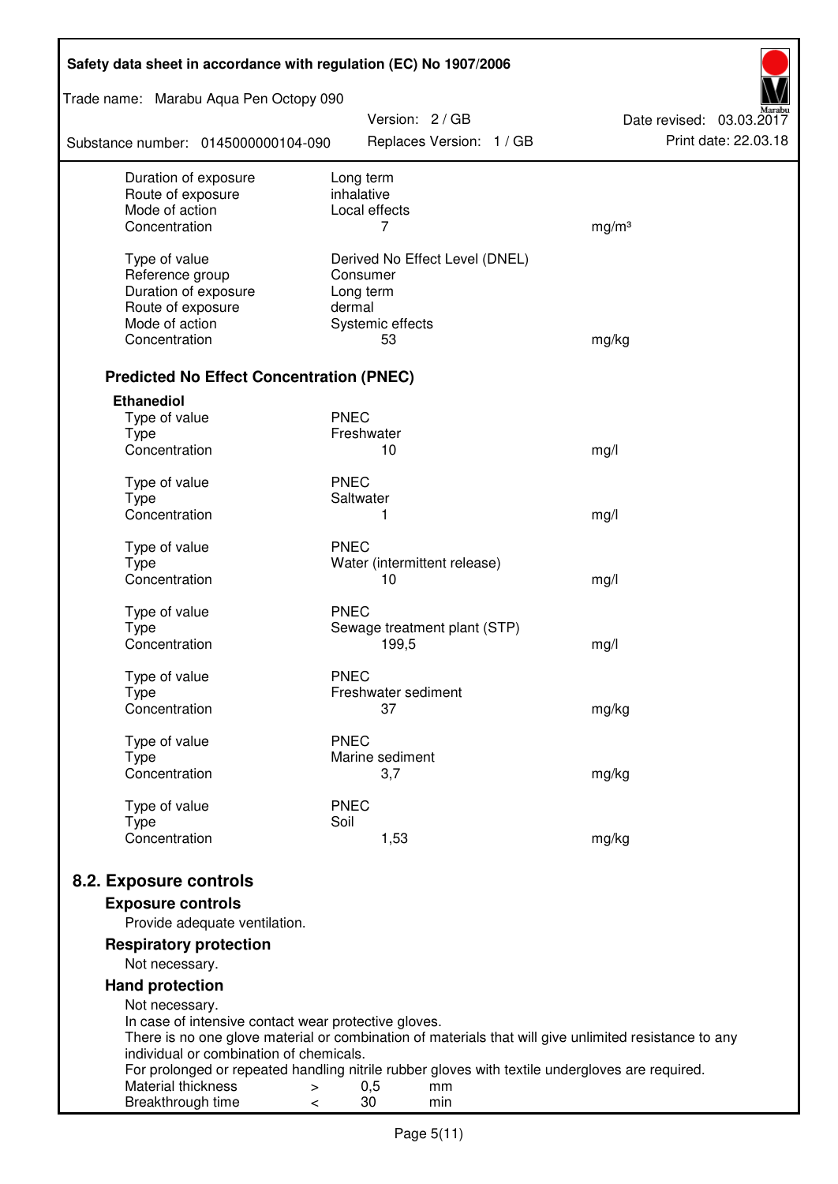| | | |
|---|---|---|
| Duration of exposure | Long term | |
| Route of exposure | inhalative | |
| Mode of action | Local effects | |
| Concentration | 7 | mg/m³ |
| | | |
| Type of value | Derived No Effect Level (DNEL) | |
| Reference group | Consumer | |
| Duration of exposure | Long term | |
| Route of exposure | dermal | |
| Mode of action | Systemic effects | |
| Concentration | 53 | mg/kg |

### Predicted No Effect Concentration (PNEC)

**Ethanediol**

| | | |
|---|---|---|
| Type of value | PNEC | |
| Type | Freshwater | |
| Concentration | 10 | mg/l |
| | | |
| Type of value | PNEC | |
| Type | Saltwater | |
| Concentration | 1 | mg/l |
| | | |
| Type of value | PNEC | |
| Type | Water (intermittent release) | |
| Concentration | 10 | mg/l |
| | | |
| Type of value | PNEC | |
| Type | Sewage treatment plant (STP) | |
| Concentration | 199,5 | mg/l |
| | | |
| Type of value | PNEC | |
| Type | Freshwater sediment | |
| Concentration | 37 | mg/kg |
| | | |
| Type of value | PNEC | |
| Type | Marine sediment | |
| Concentration | 3,7 | mg/kg |
| | | |
| Type of value | PNEC | |
| Type | Soil | |
| Concentration | 1,53 | mg/kg |

## 8.2. Exposure controls

### Exposure controls

Provide adequate ventilation.

### Respiratory protection

Not necessary.

### Hand protection

Not necessary.
In case of intensive contact wear protective gloves.
There is no one glove material or combination of materials that will give unlimited resistance to any individual or combination of chemicals.
For prolonged or repeated handling nitrile rubber gloves with textile undergloves are required.

| | | | |
|---|---|---|---|
| Material thickness | > | 0,5 | mm |
| Breakthrough time | < | 30 | min |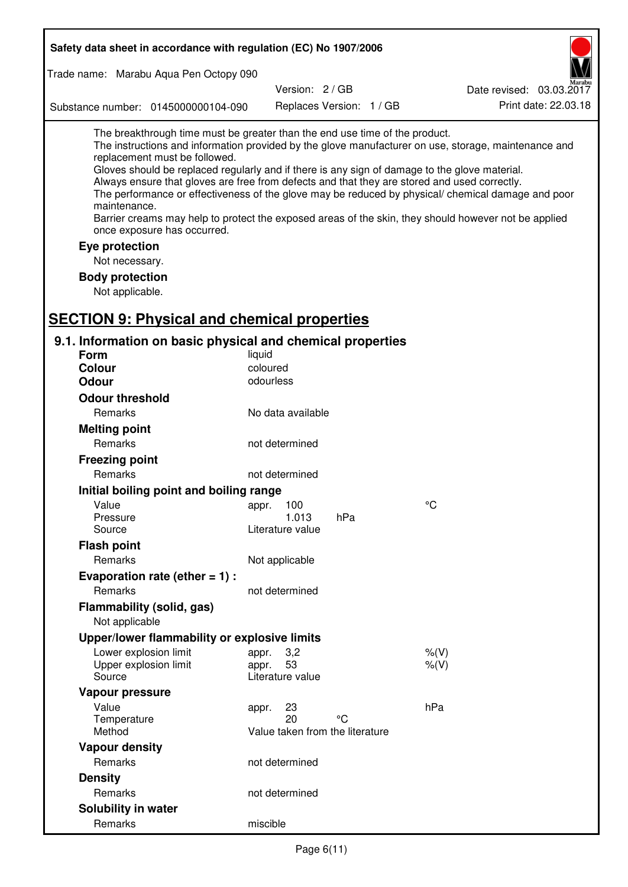The breakthrough time must be greater than the end use time of the product.
The instructions and information provided by the glove manufacturer on use, storage, maintenance and replacement must be followed.
Gloves should be replaced regularly and if there is any sign of damage to the glove material.
Always ensure that gloves are free from defects and that they are stored and used correctly.
The performance or effectiveness of the glove may be reduced by physical/ chemical damage and poor maintenance.
Barrier creams may help to protect the exposed areas of the skin, they should however not be applied once exposure has occurred.

**Eye protection**

Not necessary.

**Body protection**

Not applicable.

# SECTION 9: Physical and chemical properties

## 9.1. Information on basic physical and chemical properties

| | | | |
|---|---|---|---|
| **Form** | liquid | | |
| **Colour** | coloured | | |
| **Odour** | odourless | | |
| **Odour threshold** | | | |
| Remarks | No data available | | |
| **Melting point** | | | |
| Remarks | not determined | | |
| **Freezing point** | | | |
| Remarks | not determined | | |
| **Initial boiling point and boiling range** | | | |
| Value | appr. 100 | | °C |
| Pressure | 1.013 | hPa | |
| Source | Literature value | | |
| **Flash point** | | | |
| Remarks | Not applicable | | |
| **Evaporation rate (ether = 1) :** | | | |
| Remarks | not determined | | |
| **Flammability (solid, gas)** | | | |
| Not applicable | | | |
| **Upper/lower flammability or explosive limits** | | | |
| Lower explosion limit | appr. 3,2 | | %(V) |
| Upper explosion limit | appr. 53 | | %(V) |
| Source | Literature value | | |
| **Vapour pressure** | | | |
| Value | appr. 23 | | hPa |
| Temperature | 20 | °C | |
| Method | Value taken from the literature | | |
| **Vapour density** | | | |
| Remarks | not determined | | |
| **Density** | | | |
| Remarks | not determined | | |
| **Solubility in water** | | | |
| Remarks | miscible | | |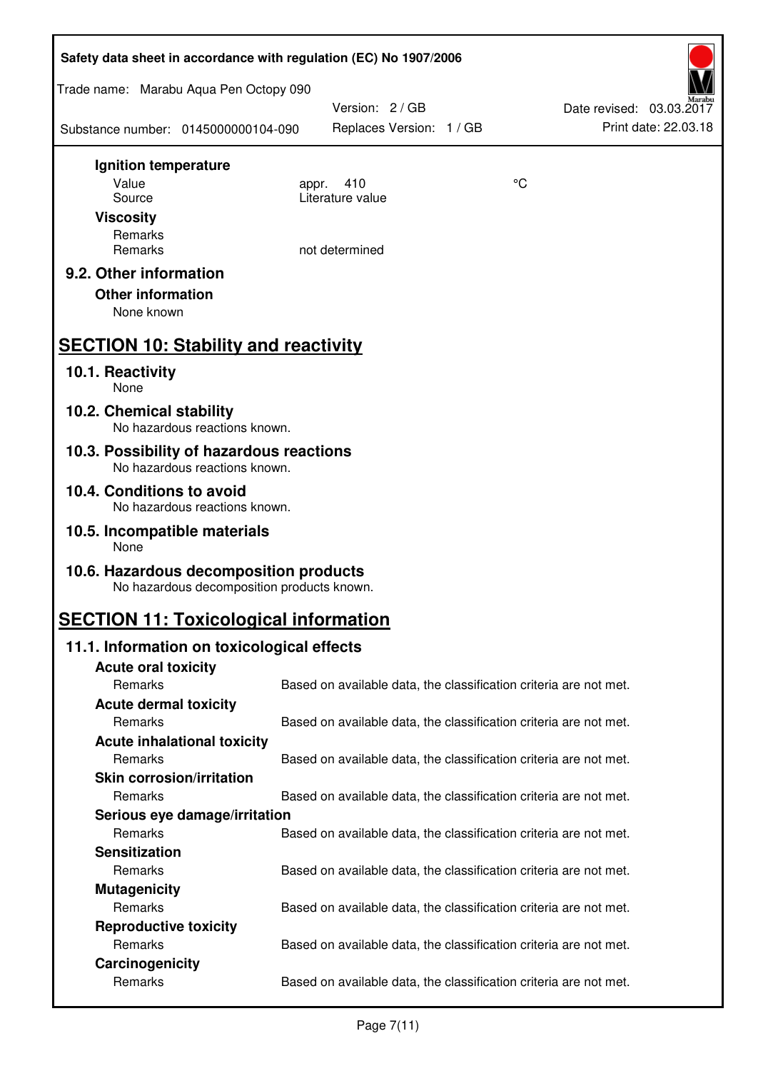**Ignition temperature**

| | | |
|---|---|---|
| Value | appr. 410 | °C |
| Source | Literature value | |

**Viscosity**

| | |
|---|---|
| Remarks | |
| Remarks | not determined |

### 9.2. Other information

**Other information**

None known

## SECTION 10: Stability and reactivity

### 10.1. Reactivity

None

### 10.2. Chemical stability

No hazardous reactions known.

### 10.3. Possibility of hazardous reactions

No hazardous reactions known.

### 10.4. Conditions to avoid

No hazardous reactions known.

### 10.5. Incompatible materials

None

### 10.6. Hazardous decomposition products

No hazardous decomposition products known.

## SECTION 11: Toxicological information

### 11.1. Information on toxicological effects

**Acute oral toxicity**

Remarks: Based on available data, the classification criteria are not met.

**Acute dermal toxicity**

Remarks: Based on available data, the classification criteria are not met.

**Acute inhalational toxicity**

Remarks: Based on available data, the classification criteria are not met.

**Skin corrosion/irritation**

Remarks: Based on available data, the classification criteria are not met.

**Serious eye damage/irritation**

Remarks: Based on available data, the classification criteria are not met.

**Sensitization**

Remarks: Based on available data, the classification criteria are not met.

**Mutagenicity**

Remarks: Based on available data, the classification criteria are not met.

**Reproductive toxicity**

Remarks: Based on available data, the classification criteria are not met.

**Carcinogenicity**

Remarks: Based on available data, the classification criteria are not met.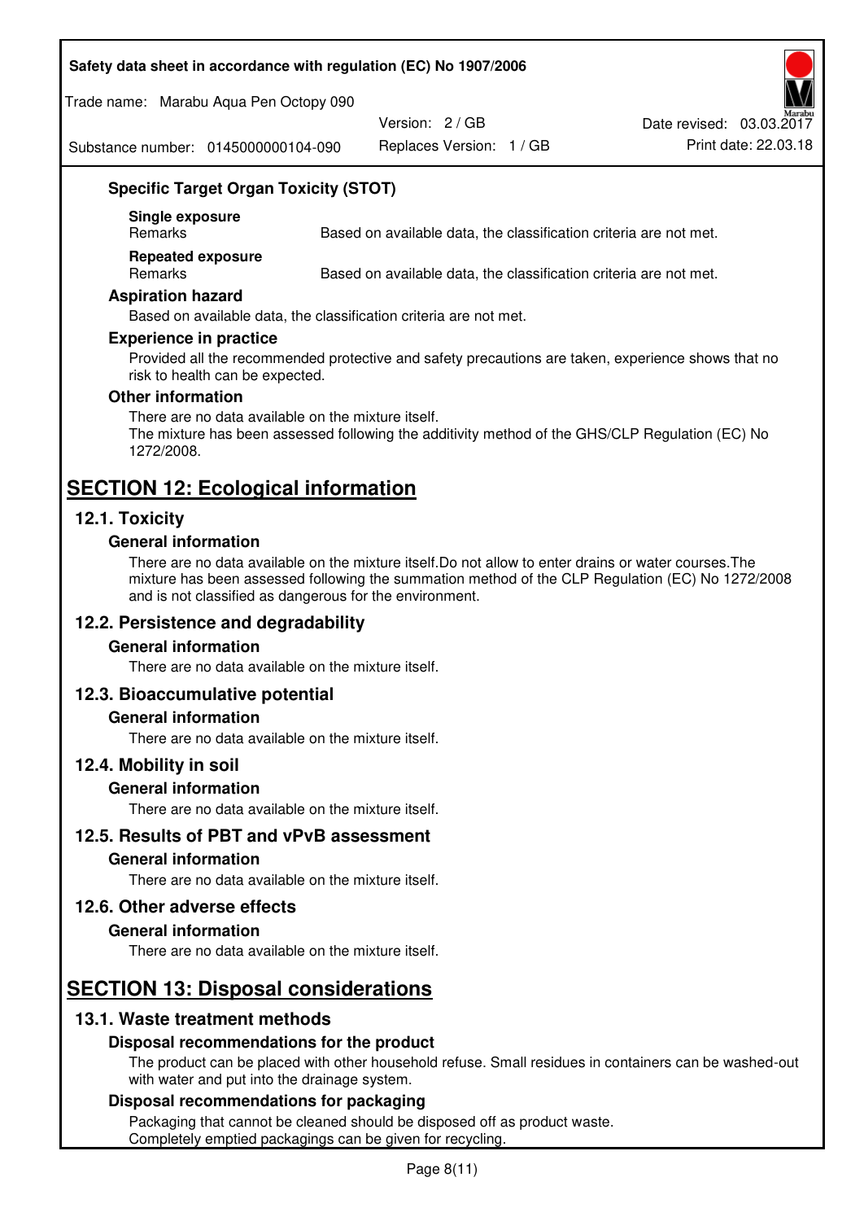### Specific Target Organ Toxicity (STOT)

**Single exposure**

| Remarks | Based on available data, the classification criteria are not met. |
| --- | --- |

**Repeated exposure**

| Remarks | Based on available data, the classification criteria are not met. |
| --- | --- |

### Aspiration hazard

Based on available data, the classification criteria are not met.

### Experience in practice

Provided all the recommended protective and safety precautions are taken, experience shows that no risk to health can be expected.

### Other information

There are no data available on the mixture itself.
The mixture has been assessed following the additivity method of the GHS/CLP Regulation (EC) No 1272/2008.

# SECTION 12: Ecological information

## 12.1. Toxicity

### General information

There are no data available on the mixture itself.Do not allow to enter drains or water courses.The mixture has been assessed following the summation method of the CLP Regulation (EC) No 1272/2008 and is not classified as dangerous for the environment.

## 12.2. Persistence and degradability

### General information

There are no data available on the mixture itself.

## 12.3. Bioaccumulative potential

### General information

There are no data available on the mixture itself.

## 12.4. Mobility in soil

### General information

There are no data available on the mixture itself.

## 12.5. Results of PBT and vPvB assessment

### General information

There are no data available on the mixture itself.

## 12.6. Other adverse effects

### General information

There are no data available on the mixture itself.

# SECTION 13: Disposal considerations

## 13.1. Waste treatment methods

### Disposal recommendations for the product

The product can be placed with other household refuse. Small residues in containers can be washed-out with water and put into the drainage system.

### Disposal recommendations for packaging

Packaging that cannot be cleaned should be disposed off as product waste.
Completely emptied packagings can be given for recycling.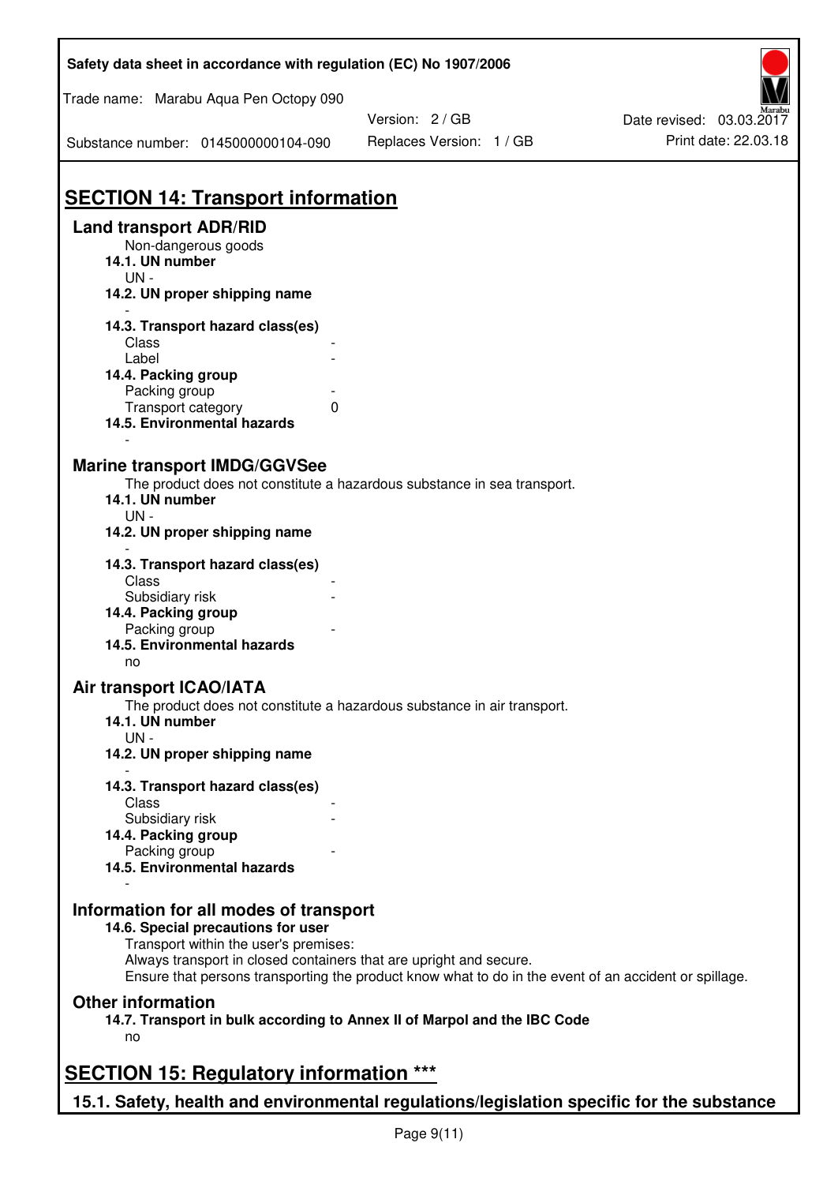# SECTION 14: Transport information

## Land transport ADR/RID

Non-dangerous goods

**14.1. UN number**

UN -

**14.2. UN proper shipping name**

-

**14.3. Transport hazard class(es)**

| | |
|---|---|
| Class | - |
| Label | - |

**14.4. Packing group**

| | |
|---|---|
| Packing group | - |
| Transport category | 0 |

**14.5. Environmental hazards**

-

## Marine transport IMDG/GGVSee

The product does not constitute a hazardous substance in sea transport.

**14.1. UN number**

UN -

**14.2. UN proper shipping name**

-

**14.3. Transport hazard class(es)**

| | |
|---|---|
| Class | - |
| Subsidiary risk | - |

**14.4. Packing group**

| | |
|---|---|
| Packing group | - |

**14.5. Environmental hazards**

no

## Air transport ICAO/IATA

The product does not constitute a hazardous substance in air transport.

**14.1. UN number**

UN -

**14.2. UN proper shipping name**

-

**14.3. Transport hazard class(es)**

| | |
|---|---|
| Class | - |
| Subsidiary risk | - |

**14.4. Packing group**

| | |
|---|---|
| Packing group | - |

**14.5. Environmental hazards**

-

## Information for all modes of transport

**14.6. Special precautions for user**

Transport within the user's premises:
Always transport in closed containers that are upright and secure.
Ensure that persons transporting the product know what to do in the event of an accident or spillage.

## Other information

**14.7. Transport in bulk according to Annex II of Marpol and the IBC Code**

no

# SECTION 15: Regulatory information ***

## 15.1. Safety, health and environmental regulations/legislation specific for the substance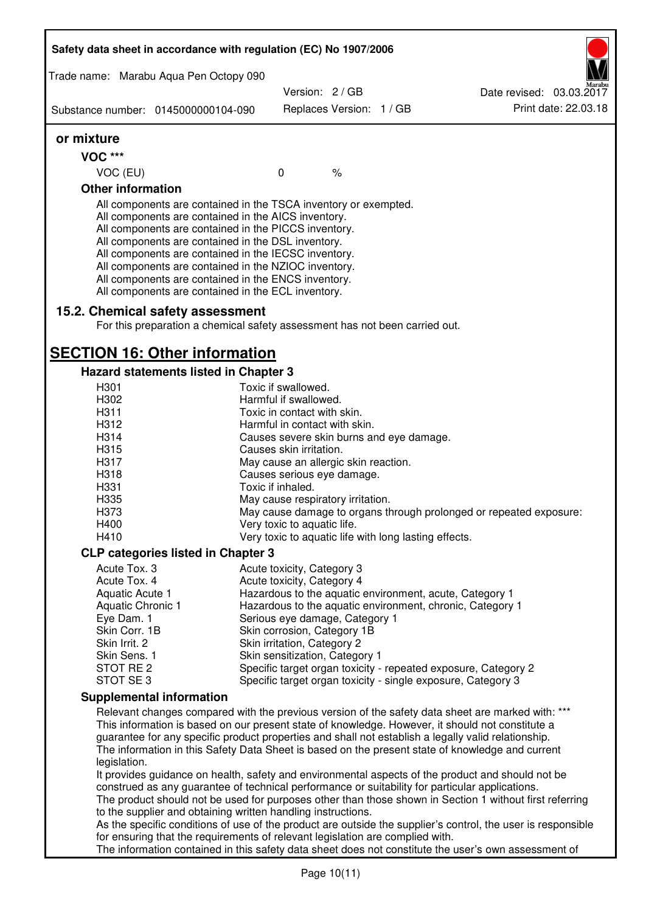**or mixture**

**VOC \*\*\***

| VOC (EU) | 0 | % |
|---|---|---|

**Other information**

All components are contained in the TSCA inventory or exempted.
All components are contained in the AICS inventory.
All components are contained in the PICCS inventory.
All components are contained in the DSL inventory.
All components are contained in the IECSC inventory.
All components are contained in the NZIOC inventory.
All components are contained in the ENCS inventory.
All components are contained in the ECL inventory.

## 15.2. Chemical safety assessment

For this preparation a chemical safety assessment has not been carried out.

# SECTION 16: Other information

### Hazard statements listed in Chapter 3

| | |
|---|---|
| H301 | Toxic if swallowed. |
| H302 | Harmful if swallowed. |
| H311 | Toxic in contact with skin. |
| H312 | Harmful in contact with skin. |
| H314 | Causes severe skin burns and eye damage. |
| H315 | Causes skin irritation. |
| H317 | May cause an allergic skin reaction. |
| H318 | Causes serious eye damage. |
| H331 | Toxic if inhaled. |
| H335 | May cause respiratory irritation. |
| H373 | May cause damage to organs through prolonged or repeated exposure: |
| H400 | Very toxic to aquatic life. |
| H410 | Very toxic to aquatic life with long lasting effects. |

### CLP categories listed in Chapter 3

| | |
|---|---|
| Acute Tox. 3 | Acute toxicity, Category 3 |
| Acute Tox. 4 | Acute toxicity, Category 4 |
| Aquatic Acute 1 | Hazardous to the aquatic environment, acute, Category 1 |
| Aquatic Chronic 1 | Hazardous to the aquatic environment, chronic, Category 1 |
| Eye Dam. 1 | Serious eye damage, Category 1 |
| Skin Corr. 1B | Skin corrosion, Category 1B |
| Skin Irrit. 2 | Skin irritation, Category 2 |
| Skin Sens. 1 | Skin sensitization, Category 1 |
| STOT RE 2 | Specific target organ toxicity - repeated exposure, Category 2 |
| STOT SE 3 | Specific target organ toxicity - single exposure, Category 3 |

### Supplemental information

Relevant changes compared with the previous version of the safety data sheet are marked with: ***
This information is based on our present state of knowledge. However, it should not constitute a guarantee for any specific product properties and shall not establish a legally valid relationship.
The information in this Safety Data Sheet is based on the present state of knowledge and current legislation.
It provides guidance on health, safety and environmental aspects of the product and should not be construed as any guarantee of technical performance or suitability for particular applications.
The product should not be used for purposes other than those shown in Section 1 without first referring to the supplier and obtaining written handling instructions.
As the specific conditions of use of the product are outside the supplier's control, the user is responsible for ensuring that the requirements of relevant legislation are complied with.
The information contained in this safety data sheet does not constitute the user's own assessment of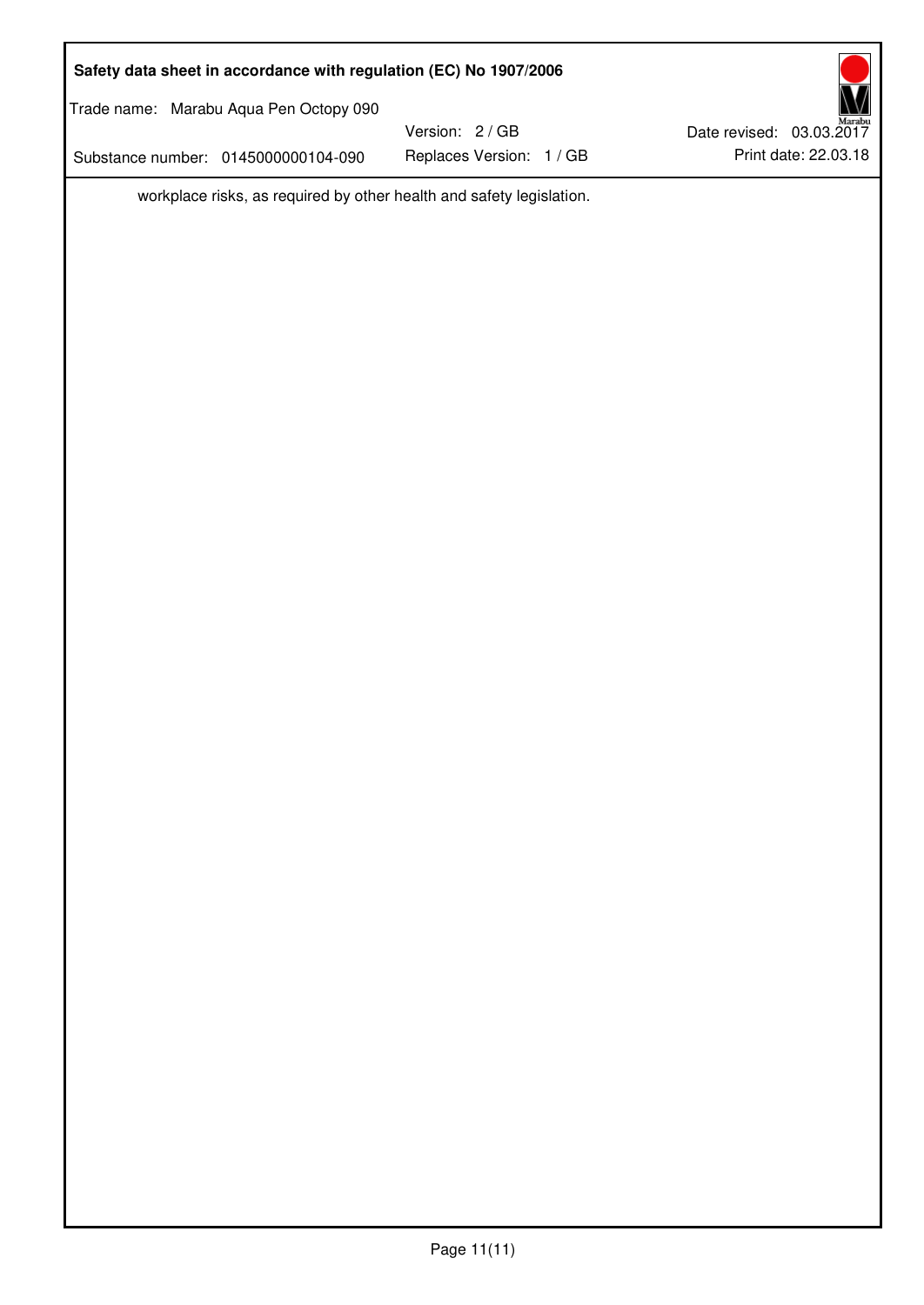workplace risks, as required by other health and safety legislation.